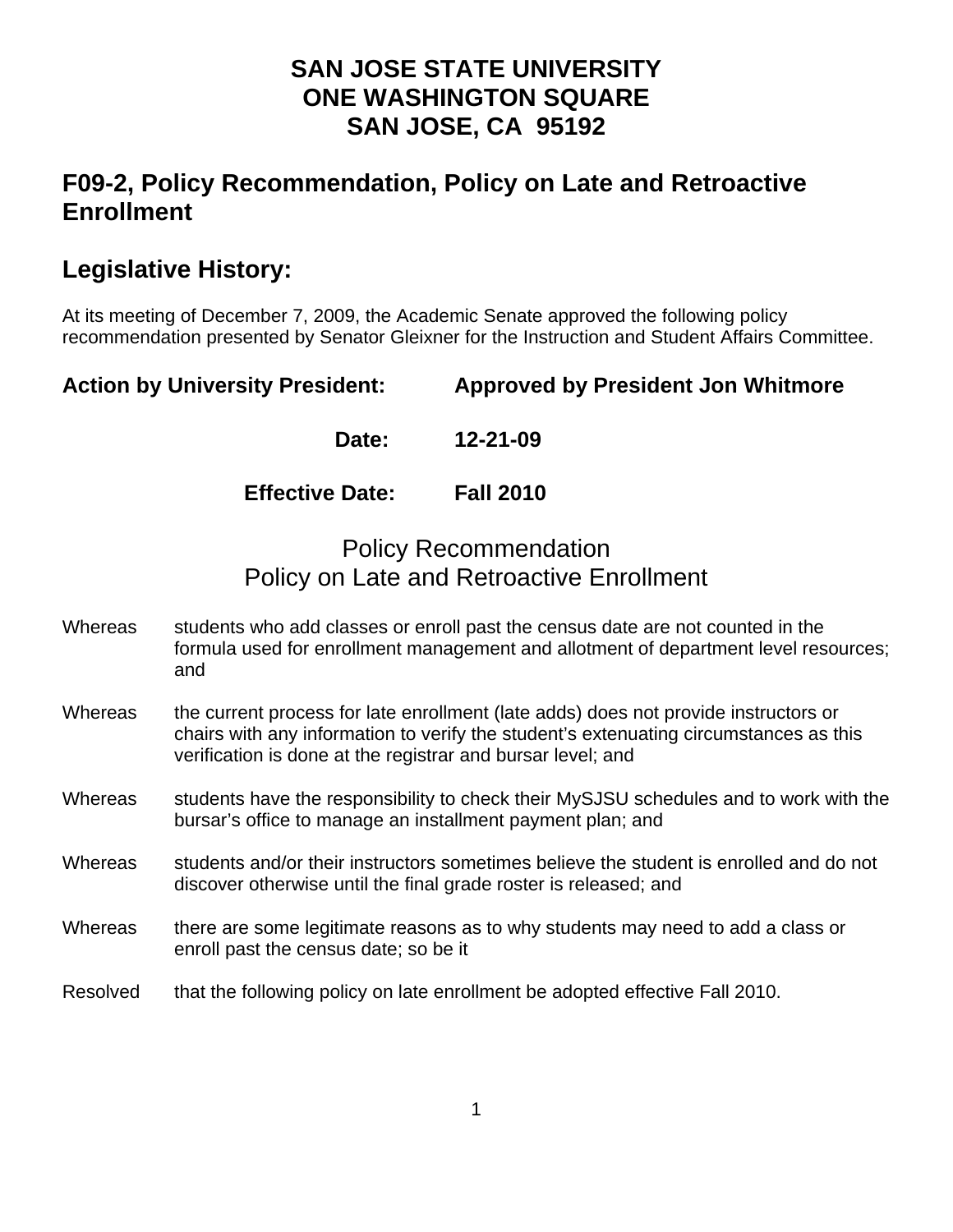# SAN JOSE STATE UNIVERSITY
# ONE WASHINGTON SQUARE
# SAN JOSE, CA 95192

## F09-2, Policy Recommendation, Policy on Late and Retroactive Enrollment

## Legislative History:

At its meeting of December 7, 2009, the Academic Senate approved the following policy recommendation presented by Senator Gleixner for the Instruction and Student Affairs Committee.

**Action by University President:** **Approved by President Jon Whitmore**

**Date:** **12-21-09**

**Effective Date:** **Fall 2010**

### Policy Recommendation
### Policy on Late and Retroactive Enrollment

Whereas students who add classes or enroll past the census date are not counted in the formula used for enrollment management and allotment of department level resources; and

Whereas the current process for late enrollment (late adds) does not provide instructors or chairs with any information to verify the student's extenuating circumstances as this verification is done at the registrar and bursar level; and

Whereas students have the responsibility to check their MySJSU schedules and to work with the bursar's office to manage an installment payment plan; and

Whereas students and/or their instructors sometimes believe the student is enrolled and do not discover otherwise until the final grade roster is released; and

Whereas there are some legitimate reasons as to why students may need to add a class or enroll past the census date; so be it

Resolved that the following policy on late enrollment be adopted effective Fall 2010.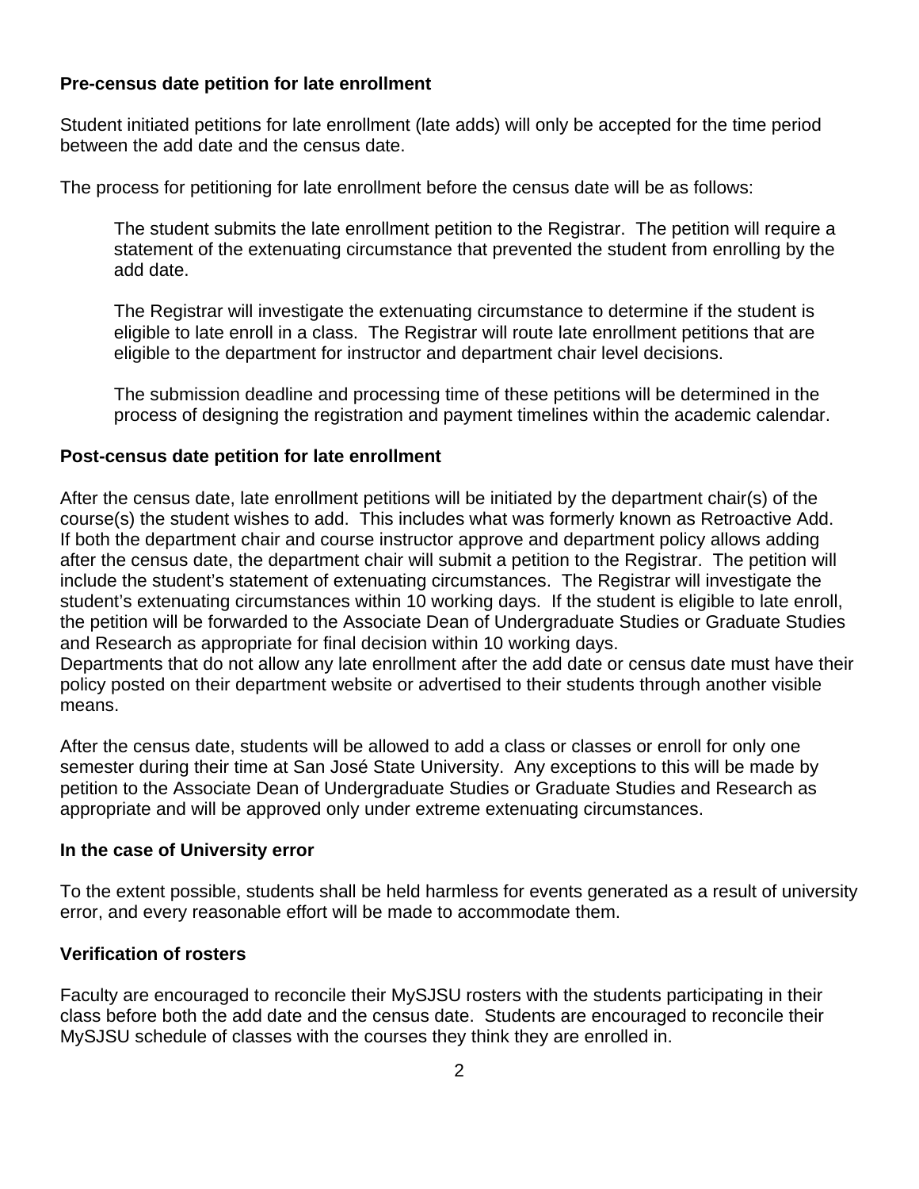**Pre-census date petition for late enrollment**

Student initiated petitions for late enrollment (late adds) will only be accepted for the time period between the add date and the census date.

The process for petitioning for late enrollment before the census date will be as follows:

> The student submits the late enrollment petition to the Registrar. The petition will require a statement of the extenuating circumstance that prevented the student from enrolling by the add date.
>
> The Registrar will investigate the extenuating circumstance to determine if the student is eligible to late enroll in a class. The Registrar will route late enrollment petitions that are eligible to the department for instructor and department chair level decisions.
>
> The submission deadline and processing time of these petitions will be determined in the process of designing the registration and payment timelines within the academic calendar.

**Post-census date petition for late enrollment**

After the census date, late enrollment petitions will be initiated by the department chair(s) of the course(s) the student wishes to add. This includes what was formerly known as Retroactive Add. If both the department chair and course instructor approve and department policy allows adding after the census date, the department chair will submit a petition to the Registrar. The petition will include the student's statement of extenuating circumstances. The Registrar will investigate the student's extenuating circumstances within 10 working days. If the student is eligible to late enroll, the petition will be forwarded to the Associate Dean of Undergraduate Studies or Graduate Studies and Research as appropriate for final decision within 10 working days.
Departments that do not allow any late enrollment after the add date or census date must have their policy posted on their department website or advertised to their students through another visible means.

After the census date, students will be allowed to add a class or classes or enroll for only one semester during their time at San José State University. Any exceptions to this will be made by petition to the Associate Dean of Undergraduate Studies or Graduate Studies and Research as appropriate and will be approved only under extreme extenuating circumstances.

**In the case of University error**

To the extent possible, students shall be held harmless for events generated as a result of university error, and every reasonable effort will be made to accommodate them.

**Verification of rosters**

Faculty are encouraged to reconcile their MySJSU rosters with the students participating in their class before both the add date and the census date. Students are encouraged to reconcile their MySJSU schedule of classes with the courses they think they are enrolled in.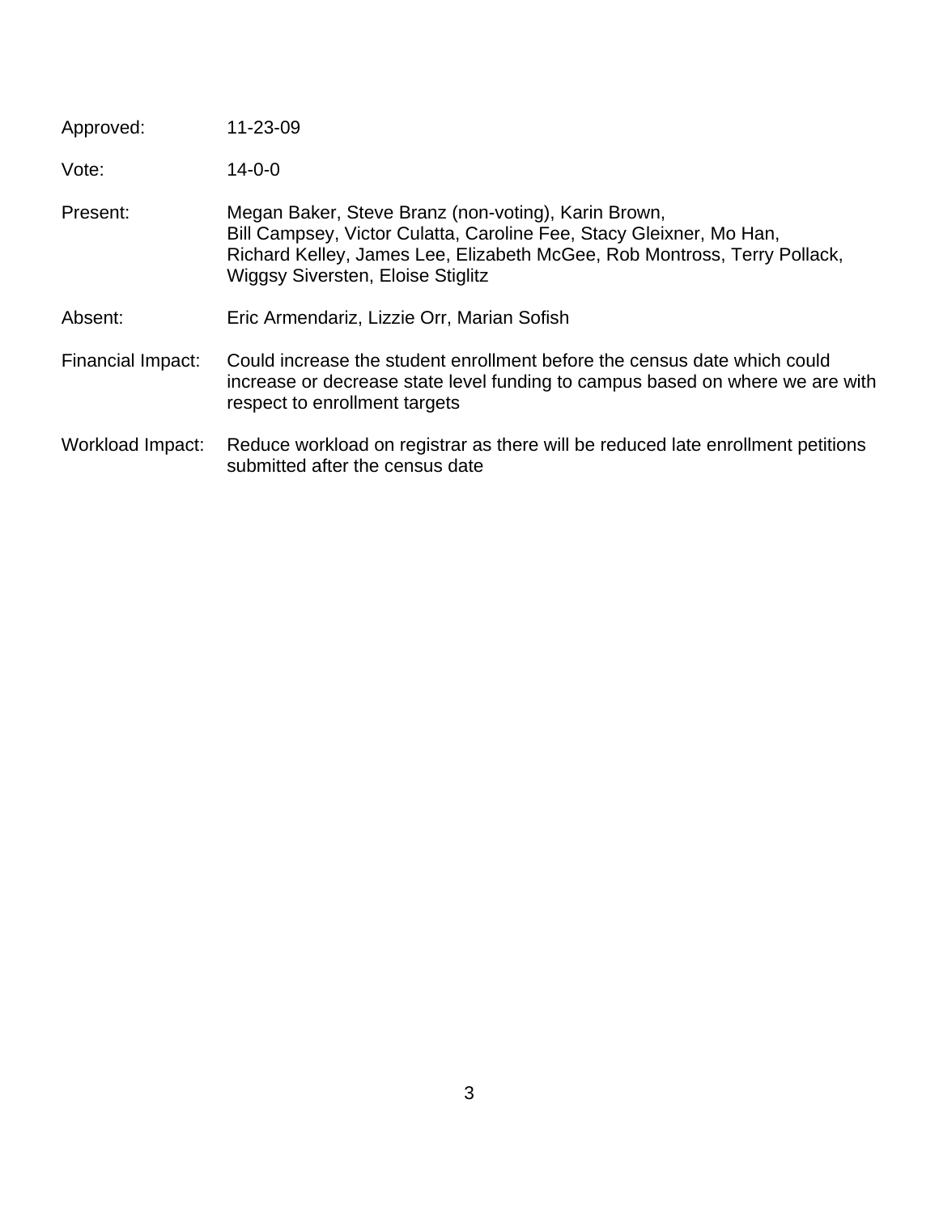| | |
|---|---|
| Approved: | 11-23-09 |
| Vote: | 14-0-0 |
| Present: | Megan Baker, Steve Branz (non-voting), Karin Brown, Bill Campsey, Victor Culatta, Caroline Fee, Stacy Gleixner, Mo Han, Richard Kelley, James Lee, Elizabeth McGee, Rob Montross, Terry Pollack, Wiggsy Siversten, Eloise Stiglitz |
| Absent: | Eric Armendariz, Lizzie Orr, Marian Sofish |
| Financial Impact: | Could increase the student enrollment before the census date which could increase or decrease state level funding to campus based on where we are with respect to enrollment targets |
| Workload Impact: | Reduce workload on registrar as there will be reduced late enrollment petitions submitted after the census date |